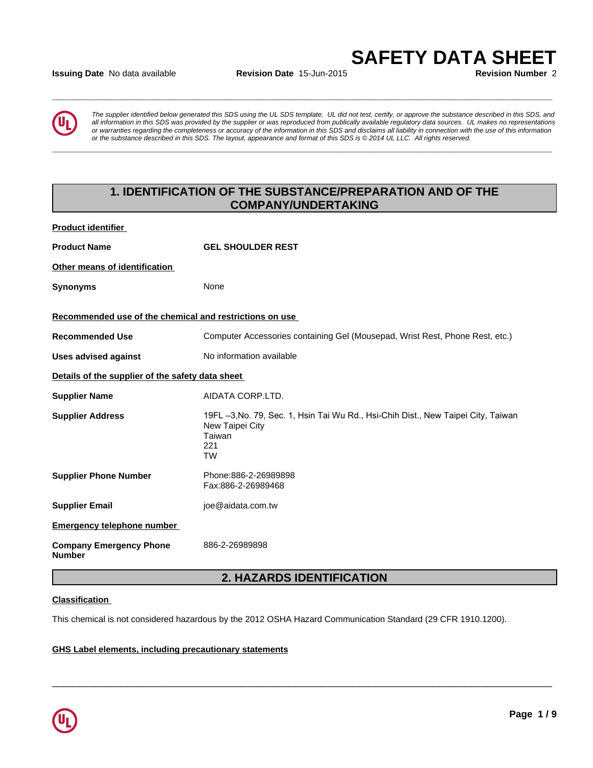# SAFETY DATA SHEET

**Issuing Date** No data available **Revision Date** 15-Jun-2015 **Revision Number** 2

*The supplier identified below generated this SDS using the UL SDS template. UL did not test, certify, or approve the substance described in this SDS, and all information in this SDS was provided by the supplier or was reproduced from publically available regulatory data sources. UL makes no representations or warranties regarding the completeness or accuracy of the information in this SDS and disclaims all liability in connection with the use of this information or the substance described in this SDS. The layout, appearance and format of this SDS is © 2014 UL LLC. All rights reserved.*

## 1. IDENTIFICATION OF THE SUBSTANCE/PREPARATION AND OF THE COMPANY/UNDERTAKING

**Product identifier**

**Product Name** **GEL SHOULDER REST**

**Other means of identification**

**Synonyms** None

**Recommended use of the chemical and restrictions on use**

**Recommended Use** Computer Accessories containing Gel (Mousepad, Wrist Rest, Phone Rest, etc.)

**Uses advised against** No information available

**Details of the supplier of the safety data sheet**

**Supplier Name** AIDATA CORP.LTD.

**Supplier Address** 19FL –3,No. 79, Sec. 1, Hsin Tai Wu Rd., Hsi-Chih Dist., New Taipei City, Taiwan
New Taipei City
Taiwan
221
TW

**Supplier Phone Number** Phone:886-2-26989898
Fax:886-2-26989468

**Supplier Email** joe@aidata.com.tw

**Emergency telephone number**

**Company Emergency Phone Number** 886-2-26989898

## 2. HAZARDS IDENTIFICATION

**Classification**

This chemical is not considered hazardous by the 2012 OSHA Hazard Communication Standard (29 CFR 1910.1200).

**GHS Label elements, including precautionary statements**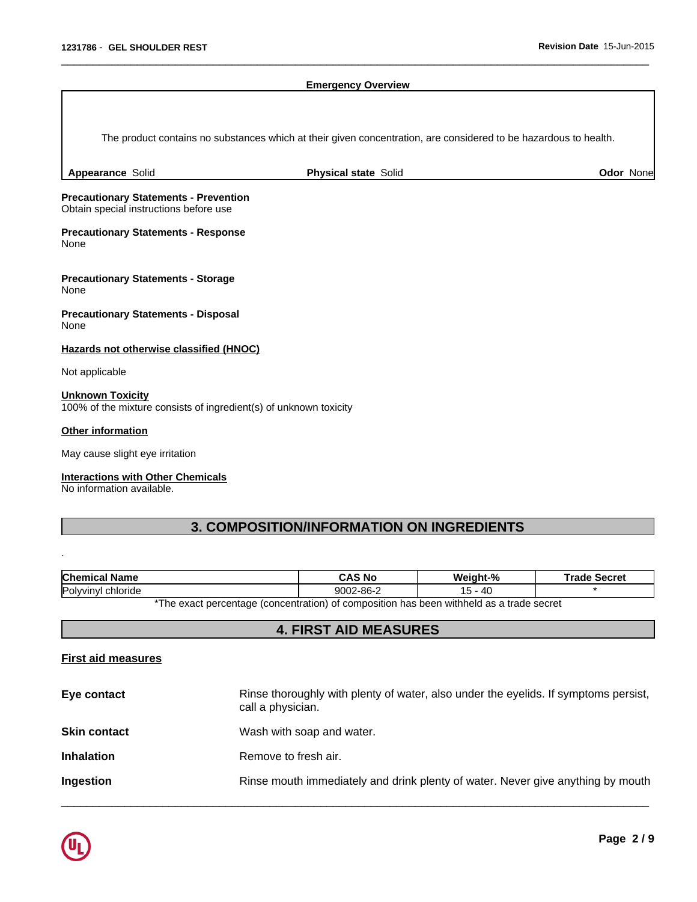**Emergency Overview**

The product contains no substances which at their given concentration, are considered to be hazardous to health.

**Appearance** Solid **Physical state** Solid **Odor** None

**Precautionary Statements - Prevention**
Obtain special instructions before use

**Precautionary Statements - Response**
None

**Precautionary Statements - Storage**
None

**Precautionary Statements - Disposal**
None

**Hazards not otherwise classified (HNOC)**

Not applicable

**Unknown Toxicity**
100% of the mixture consists of ingredient(s) of unknown toxicity

**Other information**

May cause slight eye irritation

**Interactions with Other Chemicals**
No information available.

## 3. COMPOSITION/INFORMATION ON INGREDIENTS

.

| Chemical Name | CAS No | Weight-% | Trade Secret |
|---|---|---|---|
| Polyvinyl chloride | 9002-86-2 | 15 - 40 | * |

*The exact percentage (concentration) of composition has been withheld as a trade secret

## 4. FIRST AID MEASURES

**First aid measures**

**Eye contact** Rinse thoroughly with plenty of water, also under the eyelids. If symptoms persist, call a physician.

**Skin contact** Wash with soap and water.

**Inhalation** Remove to fresh air.

**Ingestion** Rinse mouth immediately and drink plenty of water. Never give anything by mouth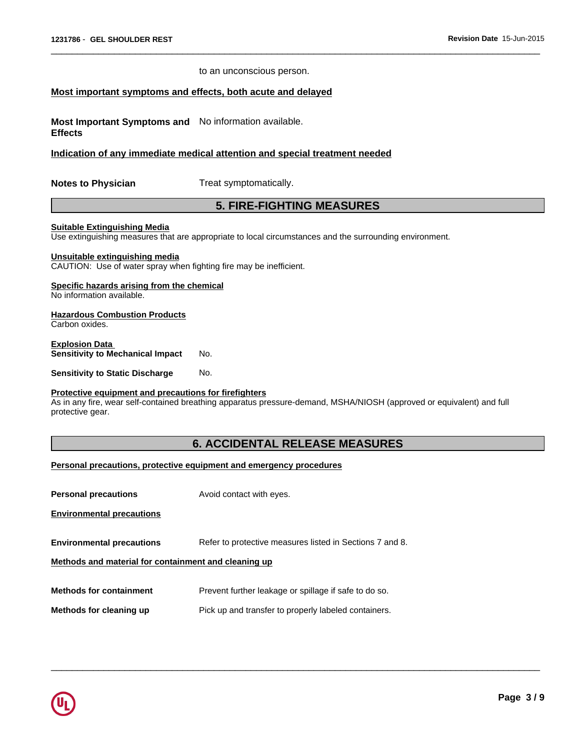to an unconscious person.

**Most important symptoms and effects, both acute and delayed**

**Most Important Symptoms and Effects** No information available.

**Indication of any immediate medical attention and special treatment needed**

**Notes to Physician** Treat symptomatically.

## 5. FIRE-FIGHTING MEASURES

**Suitable Extinguishing Media**
Use extinguishing measures that are appropriate to local circumstances and the surrounding environment.

**Unsuitable extinguishing media**
CAUTION: Use of water spray when fighting fire may be inefficient.

**Specific hazards arising from the chemical**
No information available.

**Hazardous Combustion Products**
Carbon oxides.

**Explosion Data**
**Sensitivity to Mechanical Impact** No.

**Sensitivity to Static Discharge** No.

**Protective equipment and precautions for firefighters**
As in any fire, wear self-contained breathing apparatus pressure-demand, MSHA/NIOSH (approved or equivalent) and full protective gear.

## 6. ACCIDENTAL RELEASE MEASURES

**Personal precautions, protective equipment and emergency procedures**

**Personal precautions** Avoid contact with eyes.

**Environmental precautions**

**Environmental precautions** Refer to protective measures listed in Sections 7 and 8.

**Methods and material for containment and cleaning up**

**Methods for containment** Prevent further leakage or spillage if safe to do so.

**Methods for cleaning up** Pick up and transfer to properly labeled containers.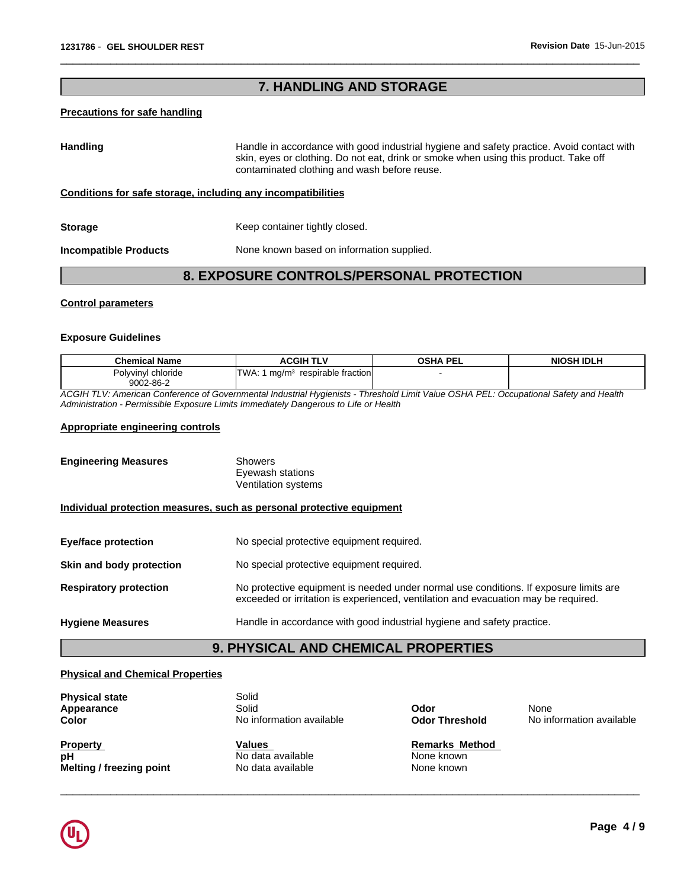## 7. HANDLING AND STORAGE

**Precautions for safe handling**

**Handling** Handle in accordance with good industrial hygiene and safety practice. Avoid contact with skin, eyes or clothing. Do not eat, drink or smoke when using this product. Take off contaminated clothing and wash before reuse.

**Conditions for safe storage, including any incompatibilities**

**Storage** Keep container tightly closed.

**Incompatible Products** None known based on information supplied.

## 8. EXPOSURE CONTROLS/PERSONAL PROTECTION

**Control parameters**

**Exposure Guidelines**

| Chemical Name | ACGIH TLV | OSHA PEL | NIOSH IDLH |
|---|---|---|---|
| Polyvinyl chloride 9002-86-2 | TWA: 1 mg/m³ respirable fraction | - | |

*ACGIH TLV: American Conference of Governmental Industrial Hygienists - Threshold Limit Value OSHA PEL: Occupational Safety and Health Administration - Permissible Exposure Limits Immediately Dangerous to Life or Health*

**Appropriate engineering controls**

**Engineering Measures** Showers
Eyewash stations
Ventilation systems

**Individual protection measures, such as personal protective equipment**

**Eye/face protection** No special protective equipment required.

**Skin and body protection** No special protective equipment required.

**Respiratory protection** No protective equipment is needed under normal use conditions. If exposure limits are exceeded or irritation is experienced, ventilation and evacuation may be required.

**Hygiene Measures** Handle in accordance with good industrial hygiene and safety practice.

## 9. PHYSICAL AND CHEMICAL PROPERTIES

**Physical and Chemical Properties**

**Physical state** Solid

**Appearance** Solid

**Color** No information available

**Odor** None

**Odor Threshold** No information available

| Property | Values | Remarks Method |
|---|---|---|
| **pH** | No data available | None known |
| **Melting / freezing point** | No data available | None known |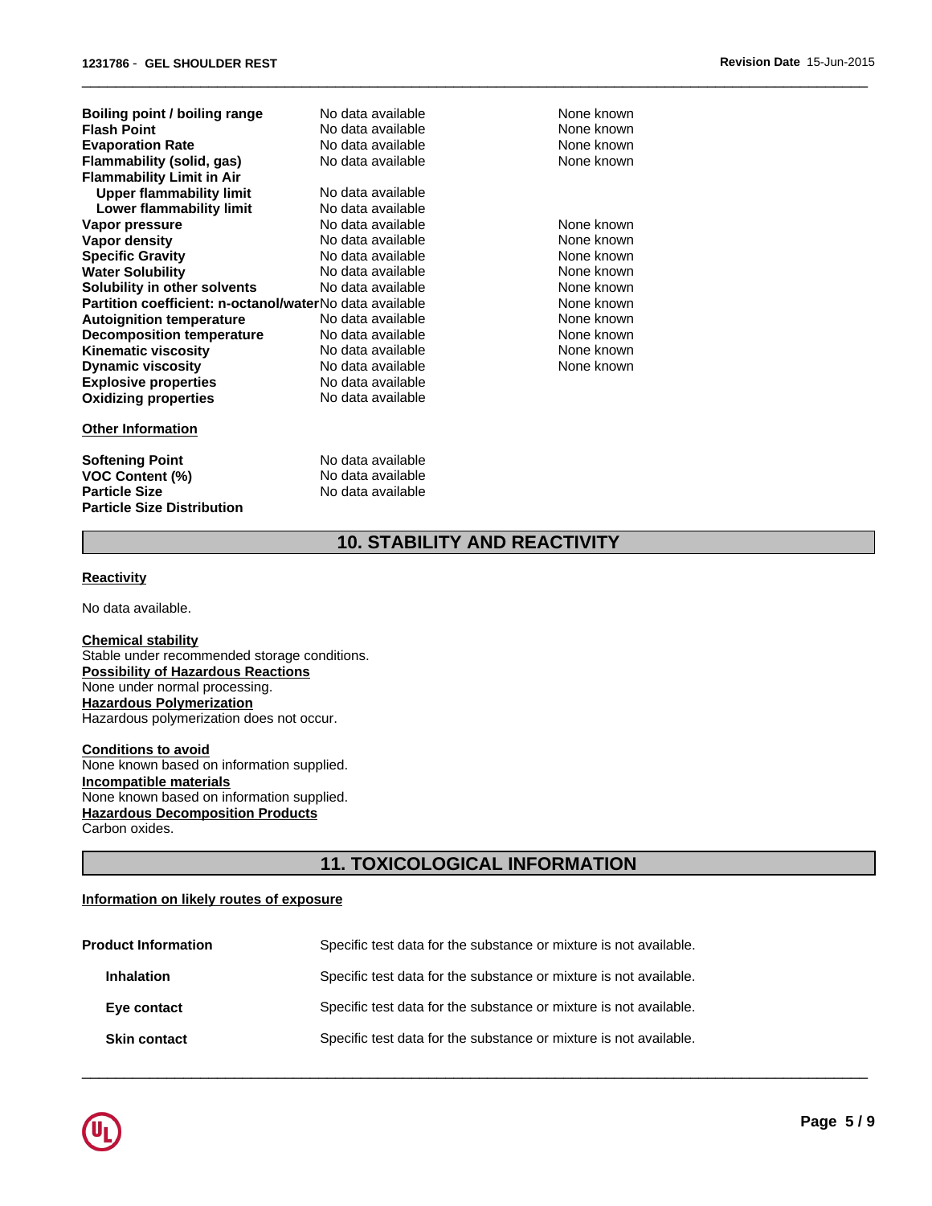| | | |
|---|---|---|
| **Boiling point / boiling range** | No data available | None known |
| **Flash Point** | No data available | None known |
| **Evaporation Rate** | No data available | None known |
| **Flammability (solid, gas)** | No data available | None known |
| **Flammability Limit in Air** | | |
| **Upper flammability limit** | No data available | |
| **Lower flammability limit** | No data available | |
| **Vapor pressure** | No data available | None known |
| **Vapor density** | No data available | None known |
| **Specific Gravity** | No data available | None known |
| **Water Solubility** | No data available | None known |
| **Solubility in other solvents** | No data available | None known |
| **Partition coefficient: n-octanol/water** | No data available | None known |
| **Autoignition temperature** | No data available | None known |
| **Decomposition temperature** | No data available | None known |
| **Kinematic viscosity** | No data available | None known |
| **Dynamic viscosity** | No data available | None known |
| **Explosive properties** | No data available | |
| **Oxidizing properties** | No data available | |

**Other Information**

| | |
|---|---|
| **Softening Point** | No data available |
| **VOC Content (%)** | No data available |
| **Particle Size** | No data available |
| **Particle Size Distribution** | |

## 10. STABILITY AND REACTIVITY

**Reactivity**

No data available.

**Chemical stability**
Stable under recommended storage conditions.

**Possibility of Hazardous Reactions**
None under normal processing.

**Hazardous Polymerization**
Hazardous polymerization does not occur.

**Conditions to avoid**
None known based on information supplied.

**Incompatible materials**
None known based on information supplied.

**Hazardous Decomposition Products**
Carbon oxides.

## 11. TOXICOLOGICAL INFORMATION

**Information on likely routes of exposure**

| | |
|---|---|
| **Product Information** | Specific test data for the substance or mixture is not available. |
| **Inhalation** | Specific test data for the substance or mixture is not available. |
| **Eye contact** | Specific test data for the substance or mixture is not available. |
| **Skin contact** | Specific test data for the substance or mixture is not available. |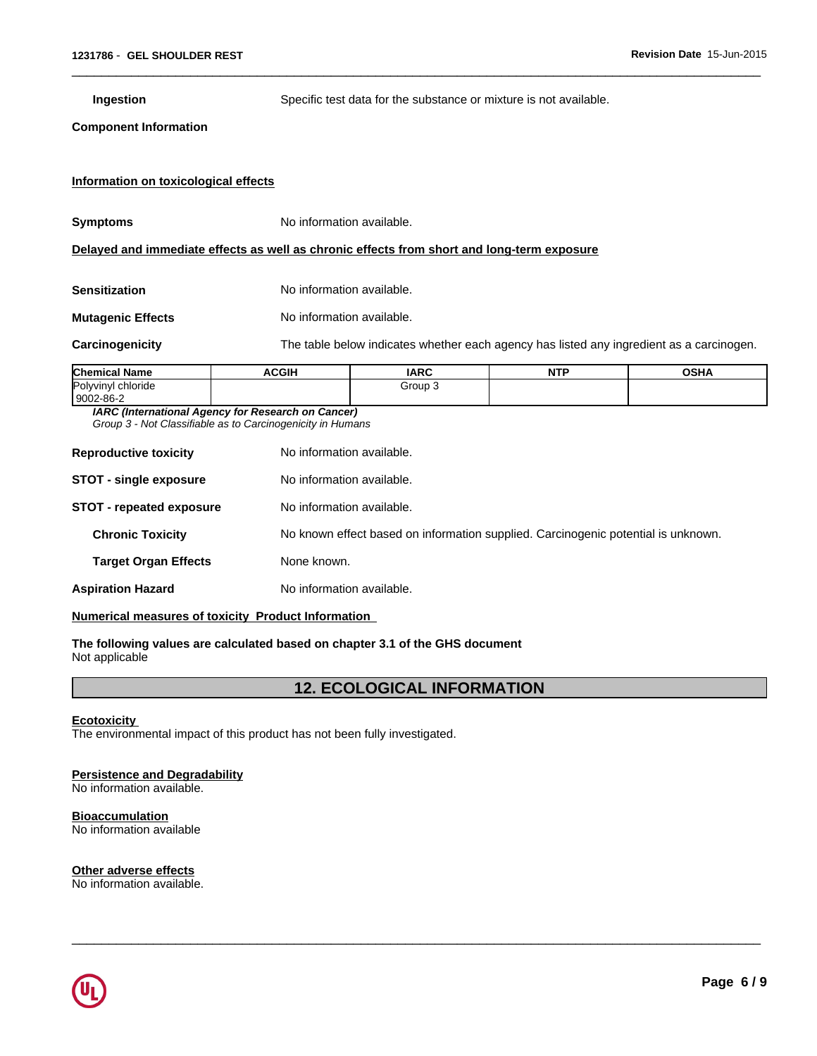**Ingestion** Specific test data for the substance or mixture is not available.

**Component Information**

**Information on toxicological effects**

**Symptoms** No information available.

**Delayed and immediate effects as well as chronic effects from short and long-term exposure**

**Sensitization** No information available.

**Mutagenic Effects** No information available.

**Carcinogenicity** The table below indicates whether each agency has listed any ingredient as a carcinogen.

| Chemical Name | ACGIH | IARC | NTP | OSHA |
|---|---|---|---|---|
| Polyvinyl chloride 9002-86-2 | | Group 3 | | |

***IARC (International Agency for Research on Cancer)***
*Group 3 - Not Classifiable as to Carcinogenicity in Humans*

**Reproductive toxicity** No information available.

**STOT - single exposure** No information available.

**STOT - repeated exposure** No information available.

**Chronic Toxicity** No known effect based on information supplied. Carcinogenic potential is unknown.

**Target Organ Effects** None known.

**Aspiration Hazard** No information available.

**Numerical measures of toxicity Product Information**

**The following values are calculated based on chapter 3.1 of the GHS document**
Not applicable

## 12. ECOLOGICAL INFORMATION

**Ecotoxicity**
The environmental impact of this product has not been fully investigated.

**Persistence and Degradability**
No information available.

**Bioaccumulation**
No information available

**Other adverse effects**
No information available.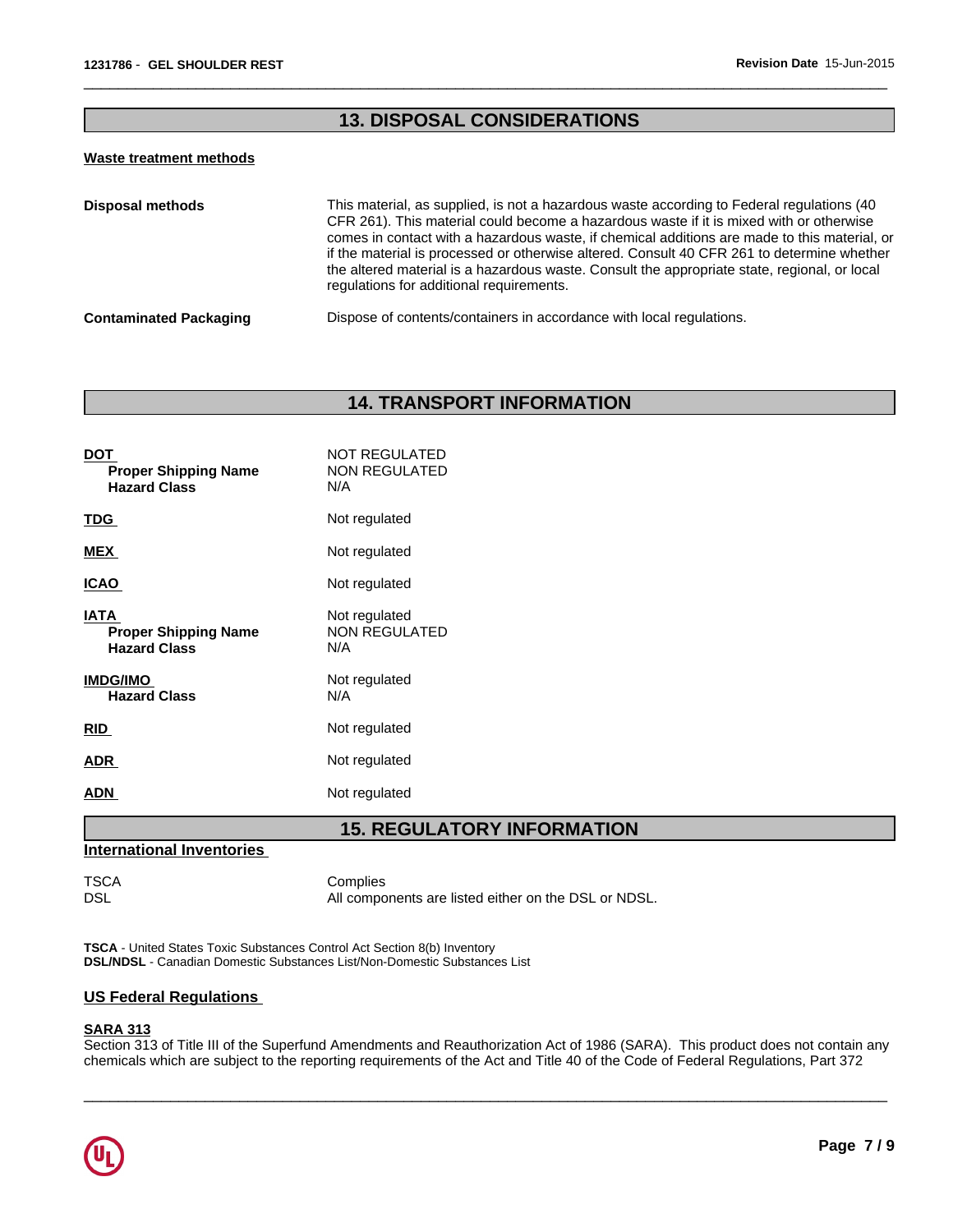## 13. DISPOSAL CONSIDERATIONS

**Waste treatment methods**

| | |
|---|---|
| **Disposal methods** | This material, as supplied, is not a hazardous waste according to Federal regulations (40 CFR 261). This material could become a hazardous waste if it is mixed with or otherwise comes in contact with a hazardous waste, if chemical additions are made to this material, or if the material is processed or otherwise altered. Consult 40 CFR 261 to determine whether the altered material is a hazardous waste. Consult the appropriate state, regional, or local regulations for additional requirements. |
| **Contaminated Packaging** | Dispose of contents/containers in accordance with local regulations. |

## 14. TRANSPORT INFORMATION

| | |
|---|---|
| **DOT** | NOT REGULATED |
| **Proper Shipping Name** | NON REGULATED |
| **Hazard Class** | N/A |
| **TDG** | Not regulated |
| **MEX** | Not regulated |
| **ICAO** | Not regulated |
| **IATA** | Not regulated |
| **Proper Shipping Name** | NON REGULATED |
| **Hazard Class** | N/A |
| **IMDG/IMO** | Not regulated |
| **Hazard Class** | N/A |
| **RID** | Not regulated |
| **ADR** | Not regulated |
| **ADN** | Not regulated |

## 15. REGULATORY INFORMATION

**International Inventories**

| | |
|---|---|
| TSCA | Complies |
| DSL | All components are listed either on the DSL or NDSL. |

**TSCA** - United States Toxic Substances Control Act Section 8(b) Inventory
**DSL/NDSL** - Canadian Domestic Substances List/Non-Domestic Substances List

**US Federal Regulations**

**SARA 313**
Section 313 of Title III of the Superfund Amendments and Reauthorization Act of 1986 (SARA). This product does not contain any chemicals which are subject to the reporting requirements of the Act and Title 40 of the Code of Federal Regulations, Part 372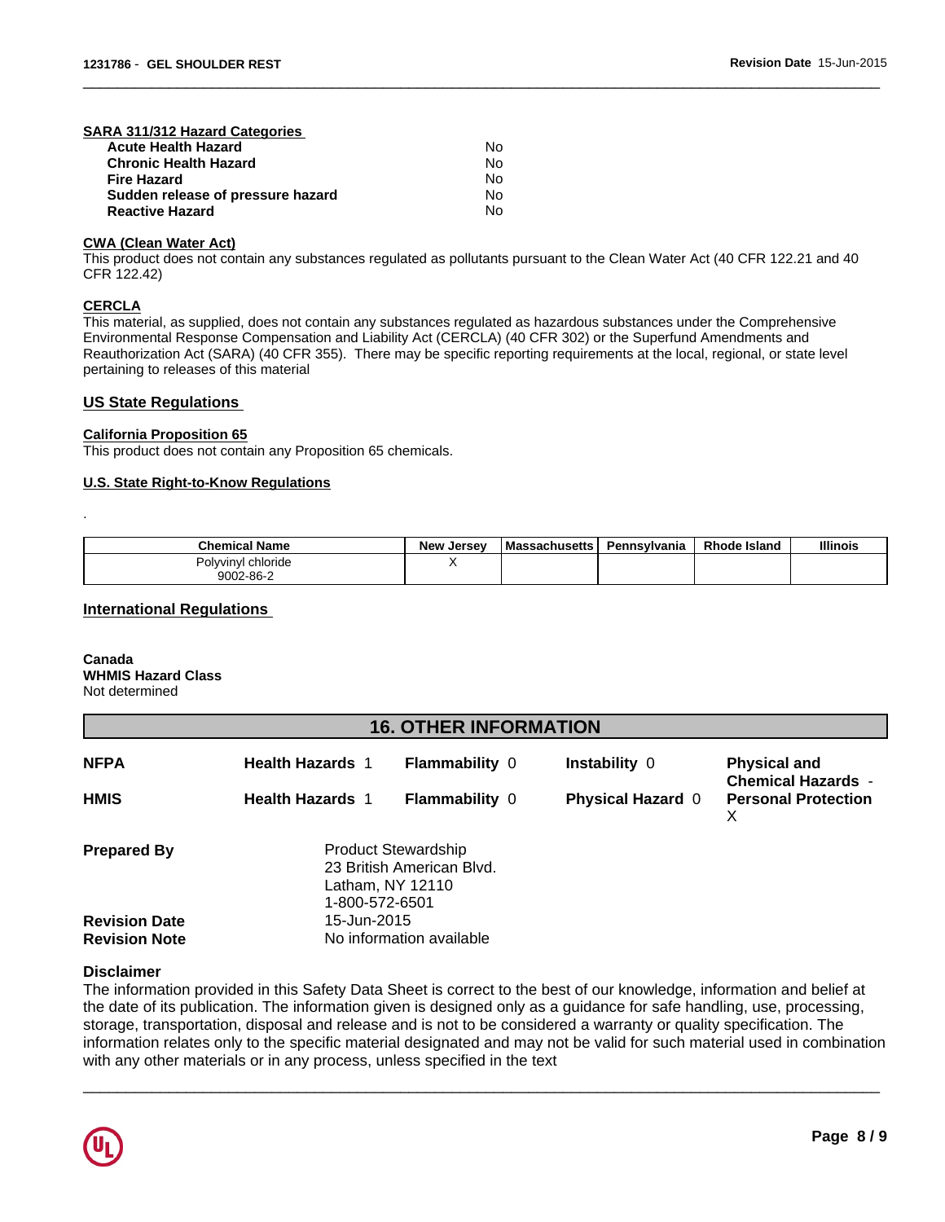#### SARA 311/312 Hazard Categories

| | |
|---|---|
| **Acute Health Hazard** | No |
| **Chronic Health Hazard** | No |
| **Fire Hazard** | No |
| **Sudden release of pressure hazard** | No |
| **Reactive Hazard** | No |

#### CWA (Clean Water Act)

This product does not contain any substances regulated as pollutants pursuant to the Clean Water Act (40 CFR 122.21 and 40 CFR 122.42)

#### CERCLA

This material, as supplied, does not contain any substances regulated as hazardous substances under the Comprehensive Environmental Response Compensation and Liability Act (CERCLA) (40 CFR 302) or the Superfund Amendments and Reauthorization Act (SARA) (40 CFR 355). There may be specific reporting requirements at the local, regional, or state level pertaining to releases of this material

### US State Regulations

#### California Proposition 65

This product does not contain any Proposition 65 chemicals.

#### U.S. State Right-to-Know Regulations

.

| Chemical Name | New Jersey | Massachusetts | Pennsylvania | Rhode Island | Illinois |
|---|---|---|---|---|---|
| Polyvinyl chloride 9002-86-2 | X | | | | |

### International Regulations

**Canada**
**WHMIS Hazard Class**
Not determined

## 16. OTHER INFORMATION

| | | | | |
|---|---|---|---|---|
| **NFPA** | **Health Hazards** 1 | **Flammability** 0 | **Instability** 0 | **Physical and Chemical Hazards** - |
| **HMIS** | **Health Hazards** 1 | **Flammability** 0 | **Physical Hazard** 0 | **Personal Protection** X |

**Prepared By**
Product Stewardship
23 British American Blvd.
Latham, NY 12110
1-800-572-6501

**Revision Date** 15-Jun-2015
**Revision Note** No information available

**Disclaimer**
The information provided in this Safety Data Sheet is correct to the best of our knowledge, information and belief at the date of its publication. The information given is designed only as a guidance for safe handling, use, processing, storage, transportation, disposal and release and is not to be considered a warranty or quality specification. The information relates only to the specific material designated and may not be valid for such material used in combination with any other materials or in any process, unless specified in the text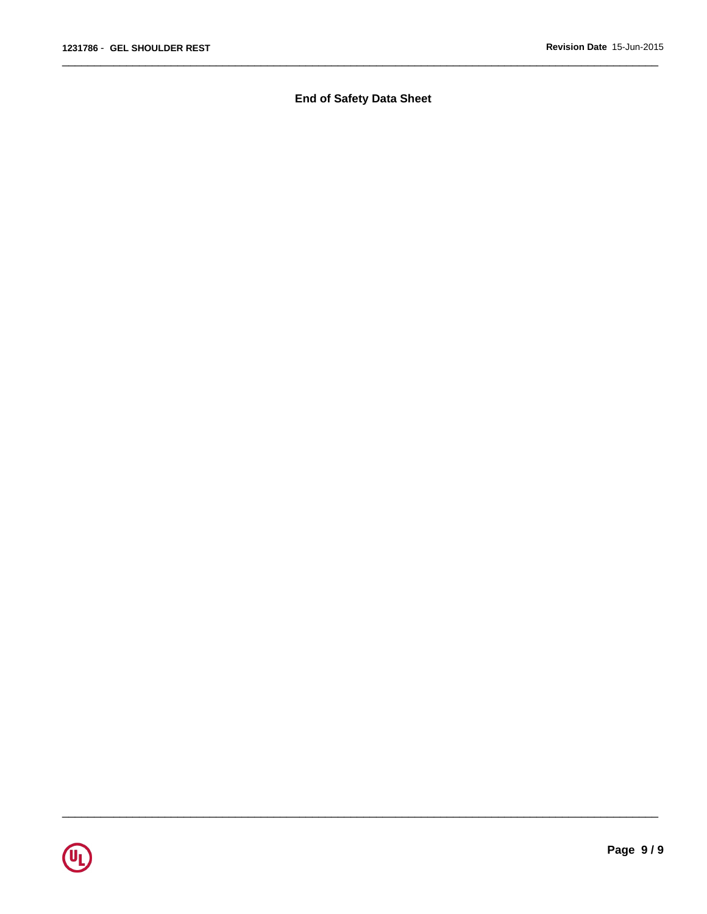**End of Safety Data Sheet**